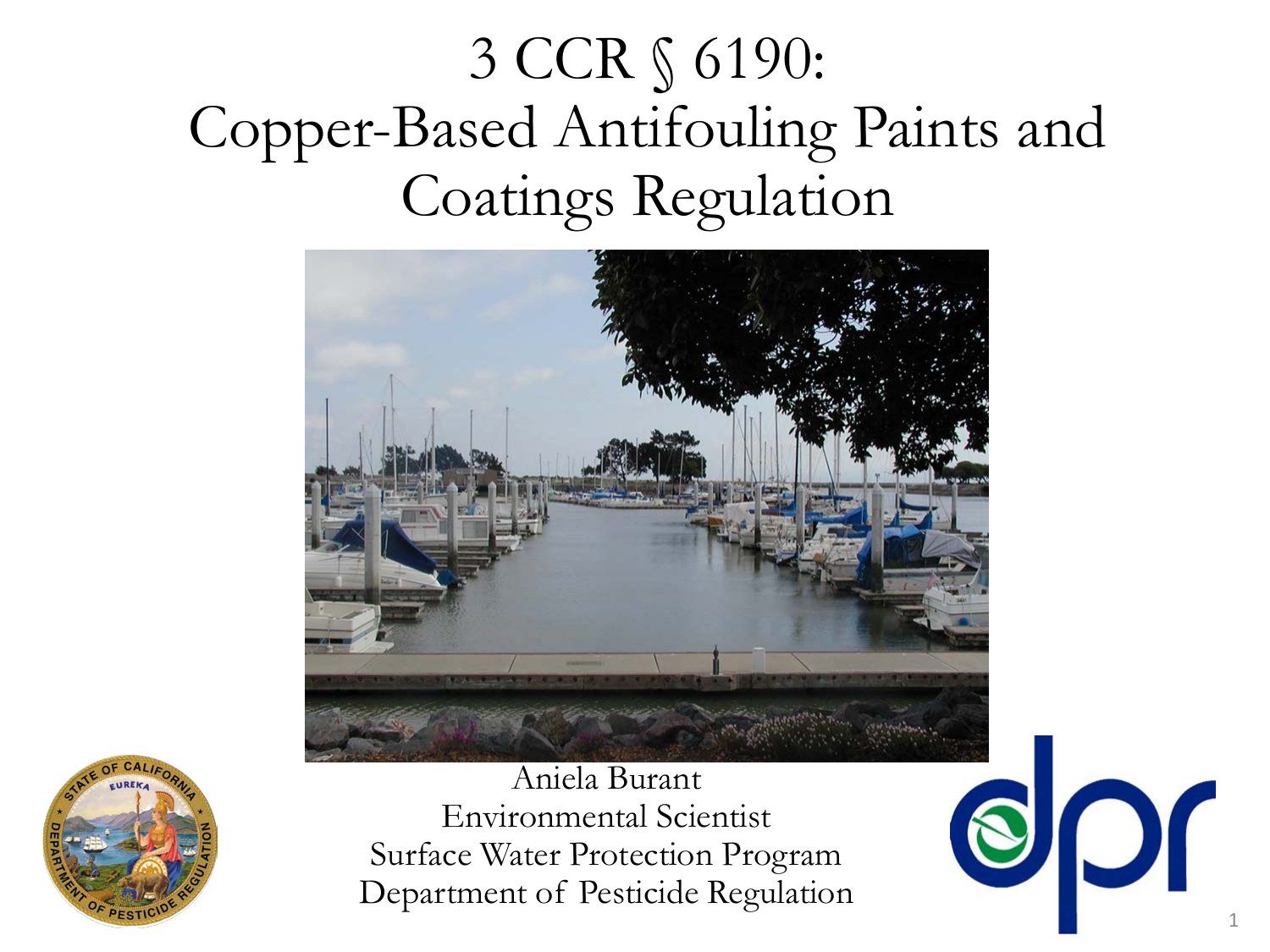# 3 CCR § 6190: Copper-Based Antifouling Paints and Coatings Regulation

Aniela Burant
Environmental Scientist
Surface Water Protection Program
Department of Pesticide Regulation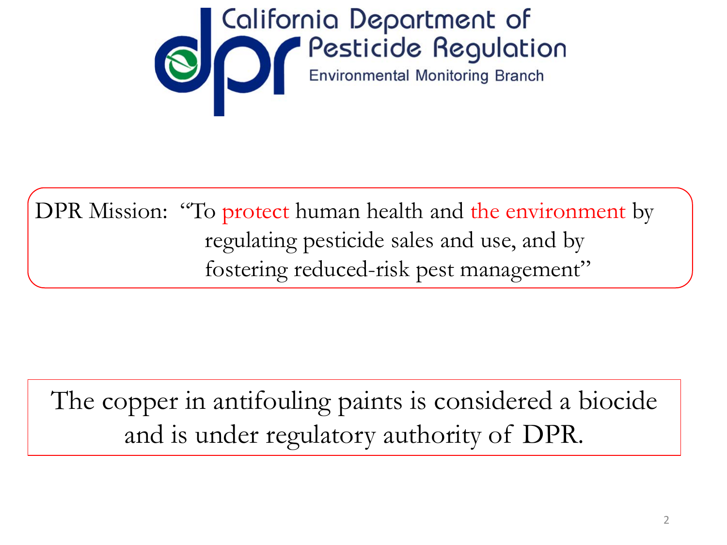California Department of Pesticide Regulation
Environmental Monitoring Branch

DPR Mission: "To protect human health and the environment by regulating pesticide sales and use, and by fostering reduced-risk pest management"

The copper in antifouling paints is considered a biocide and is under regulatory authority of DPR.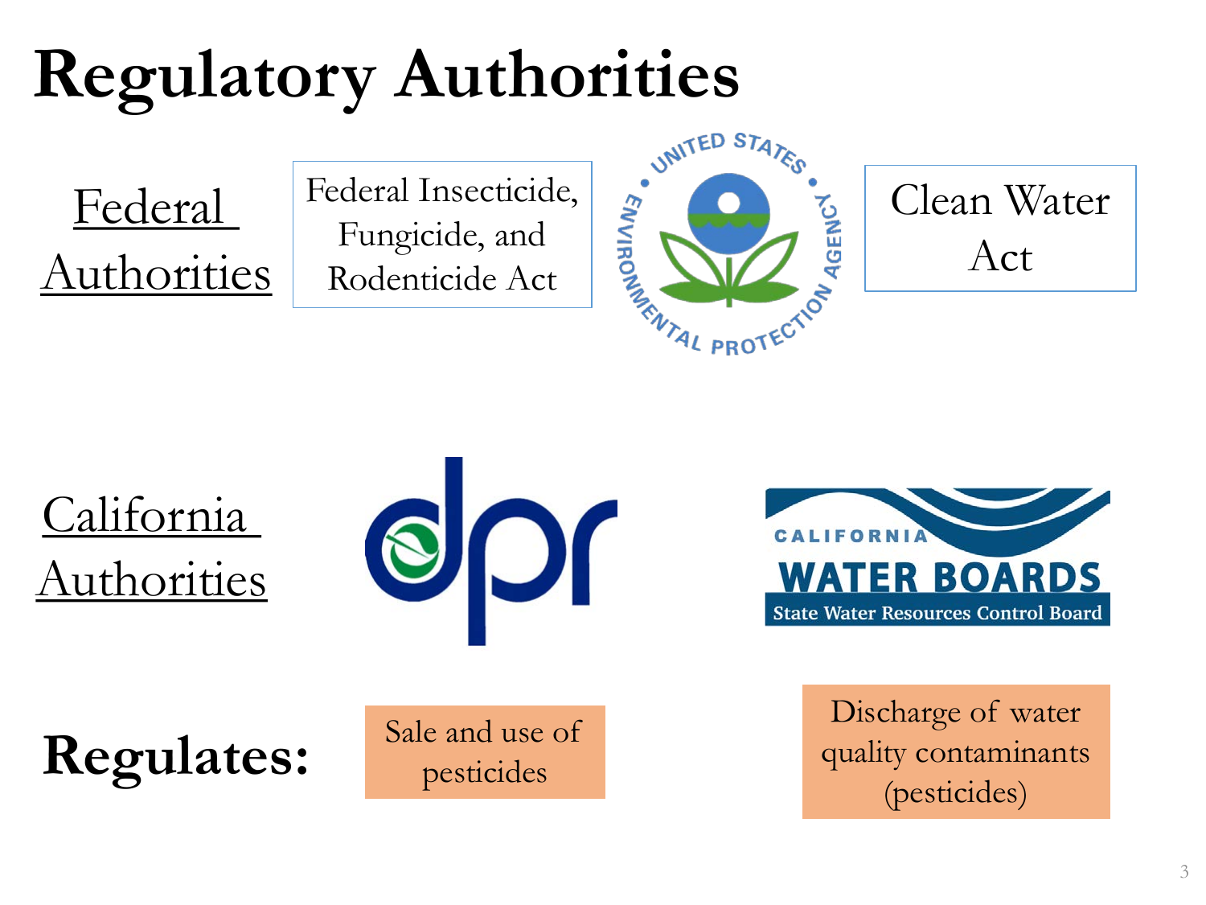# Regulatory Authorities

Federal Authorities

Federal Insecticide, Fungicide, and Rodenticide Act

UNITED STATES ENVIRONMENTAL PROTECTION AGENCY

Clean Water Act

California Authorities

dpr

CALIFORNIA WATER BOARDS State Water Resources Control Board

**Regulates:**

Sale and use of pesticides

Discharge of water quality contaminants (pesticides)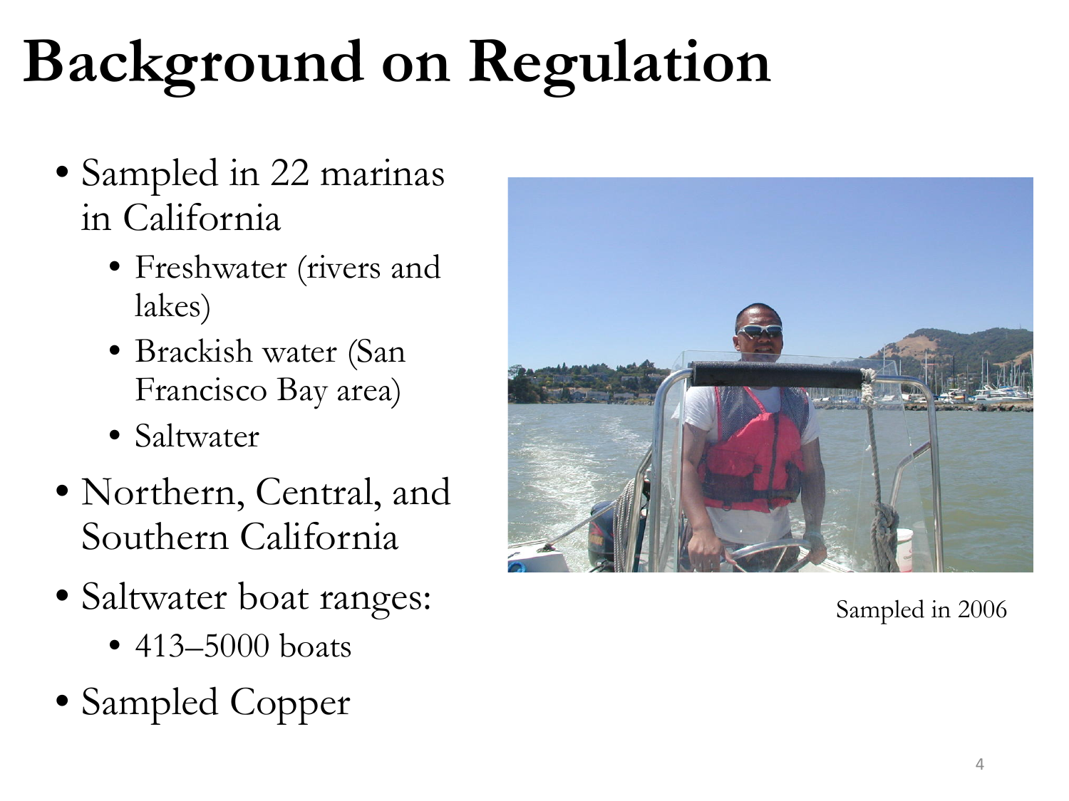# Background on Regulation

- Sampled in 22 marinas in California
  - Freshwater (rivers and lakes)
  - Brackish water (San Francisco Bay area)
  - Saltwater
- Northern, Central, and Southern California
- Saltwater boat ranges:
  - 413–5000 boats
- Sampled Copper

Sampled in 2006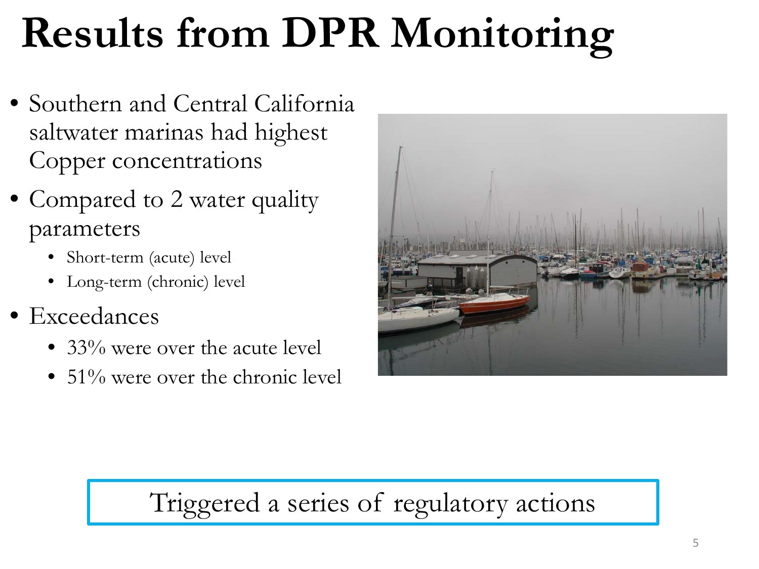# Results from DPR Monitoring

- Southern and Central California saltwater marinas had highest Copper concentrations
- Compared to 2 water quality parameters
  - Short-term (acute) level
  - Long-term (chronic) level
- Exceedances
  - 33% were over the acute level
  - 51% were over the chronic level

Triggered a series of regulatory actions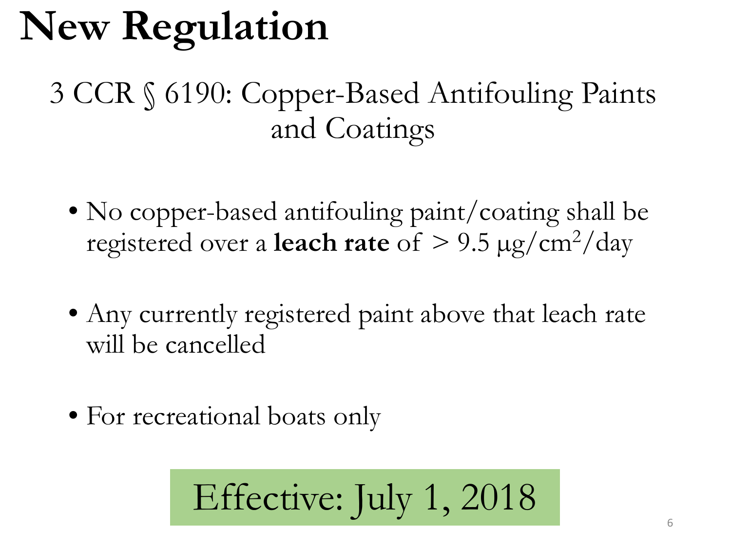# New Regulation

## 3 CCR § 6190: Copper-Based Antifouling Paints and Coatings

- No copper-based antifouling paint/coating shall be registered over a **leach rate** of > 9.5 μg/cm$^2$/day
- Any currently registered paint above that leach rate will be cancelled
- For recreational boats only

Effective: July 1, 2018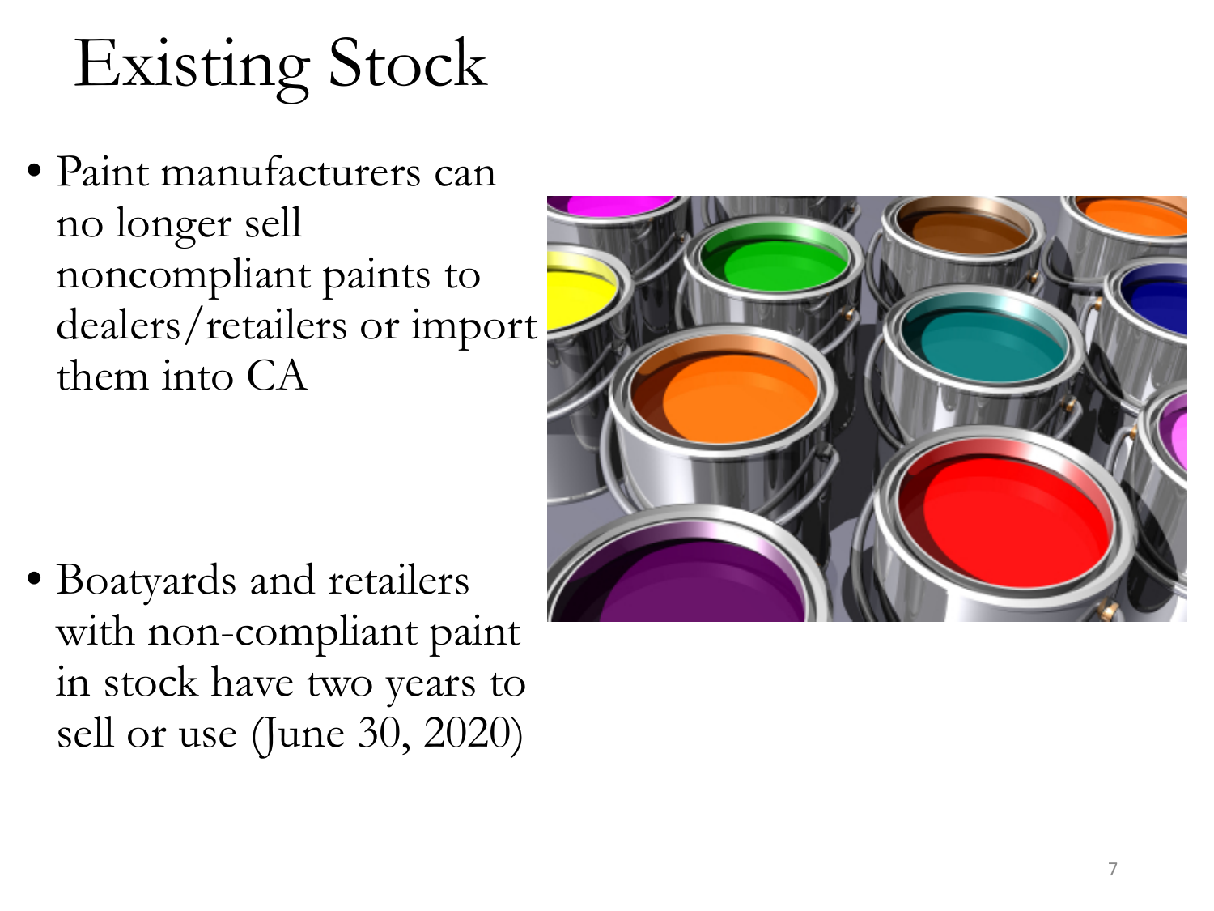# Existing Stock

- Paint manufacturers can no longer sell noncompliant paints to dealers/retailers or import them into CA

- Boatyards and retailers with non-compliant paint in stock have two years to sell or use (June 30, 2020)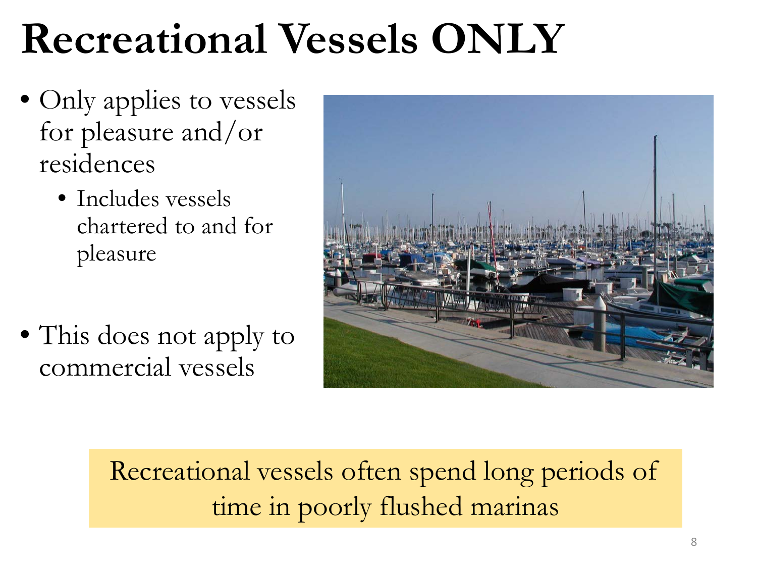# Recreational Vessels ONLY

- Only applies to vessels for pleasure and/or residences
  - Includes vessels chartered to and for pleasure
- This does not apply to commercial vessels

Recreational vessels often spend long periods of time in poorly flushed marinas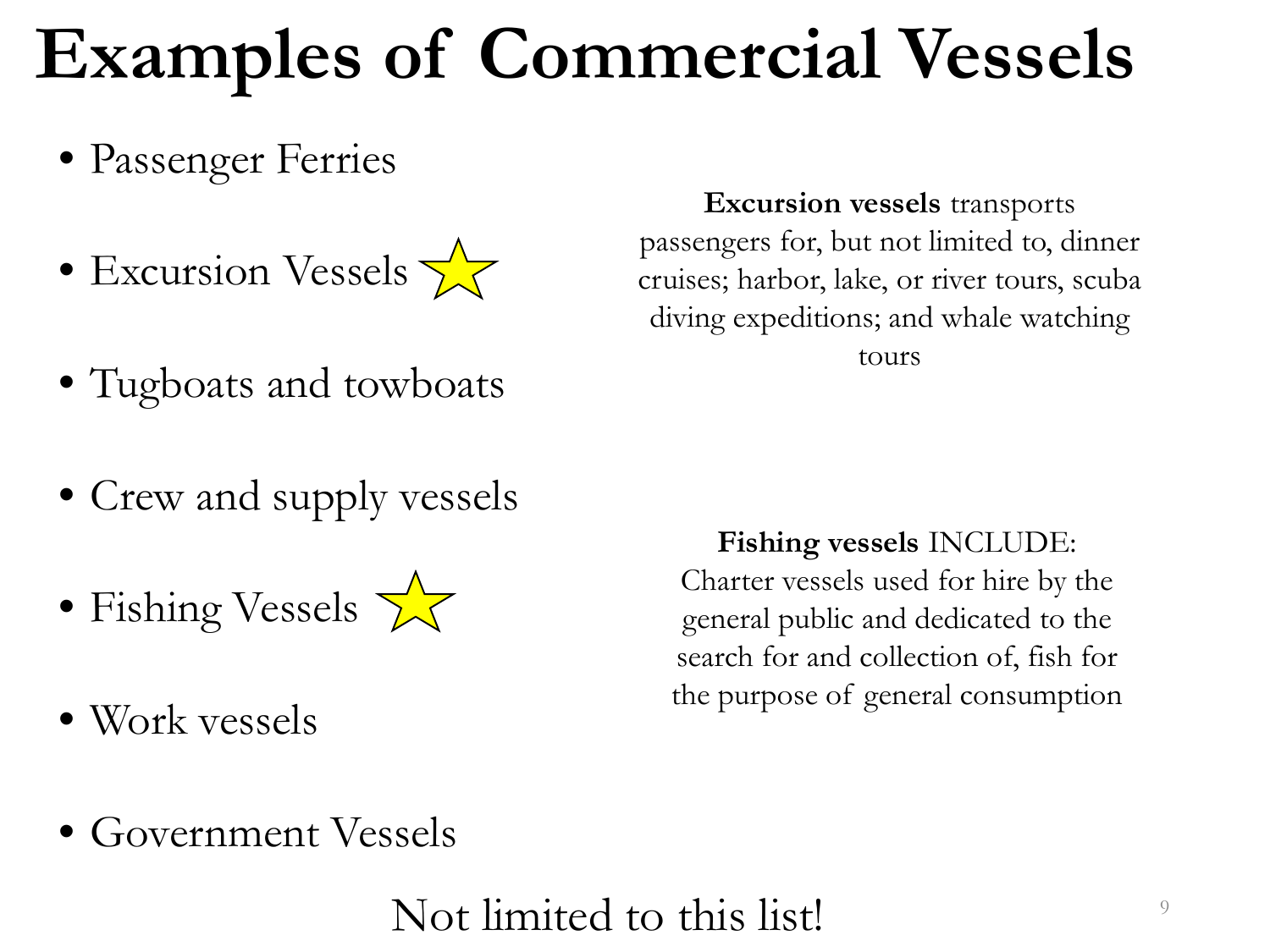# Examples of Commercial Vessels

- Passenger Ferries
- Excursion Vessels ☆
- Tugboats and towboats
- Crew and supply vessels
- Fishing Vessels ☆
- Work vessels
- Government Vessels

**Excursion vessels** transports passengers for, but not limited to, dinner cruises; harbor, lake, or river tours, scuba diving expeditions; and whale watching tours

**Fishing vessels** INCLUDE: Charter vessels used for hire by the general public and dedicated to the search for and collection of, fish for the purpose of general consumption

Not limited to this list!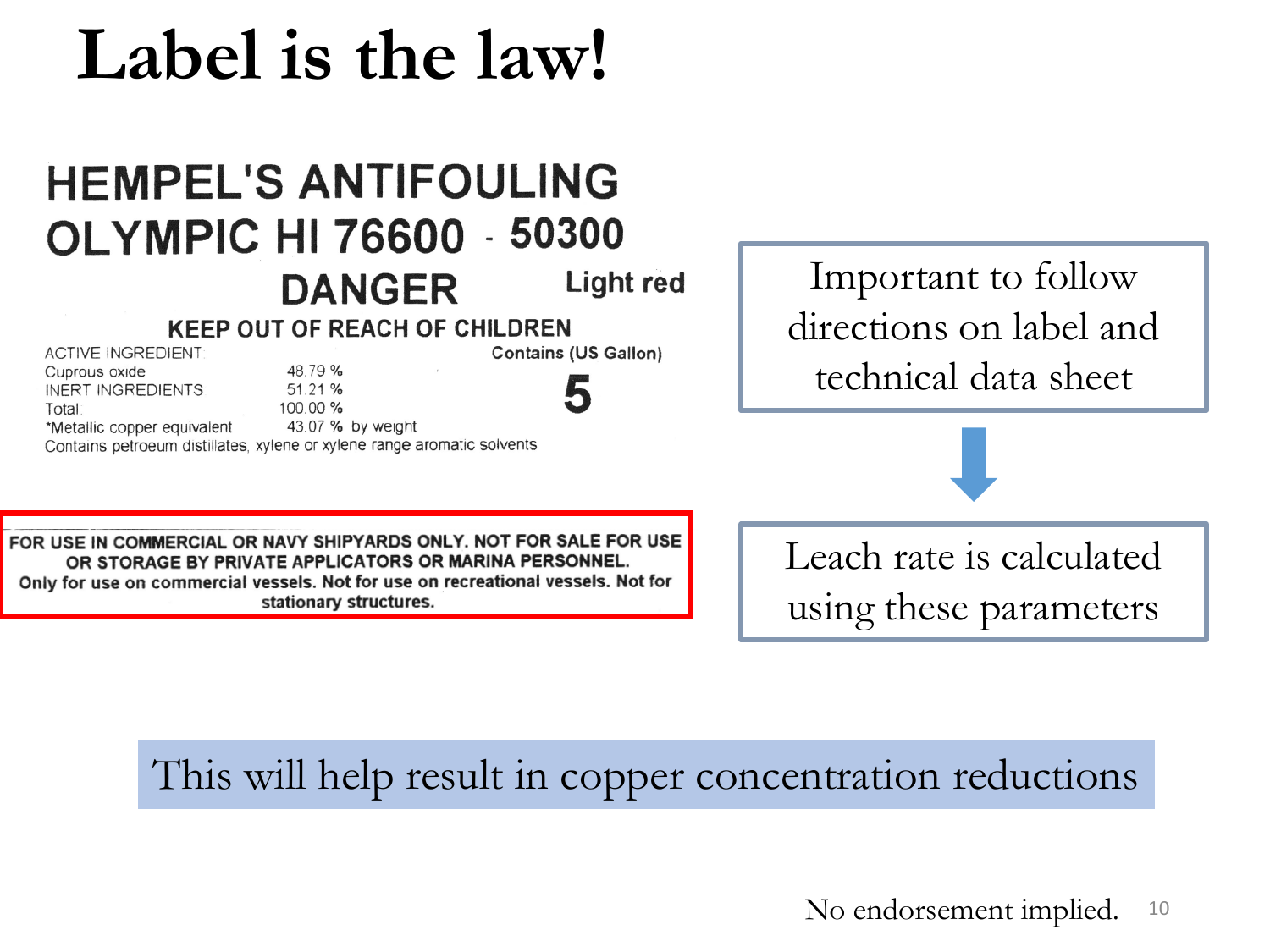# Label is the law!

**HEMPEL'S ANTIFOULING**
**OLYMPIC HI 76600 - 50300**

**DANGER** **Light red**

**KEEP OUT OF REACH OF CHILDREN**

| ACTIVE INGREDIENT | | Contains (US Gallon) |
|---|---|---|
| Cuprous oxide | 48.79 % | **5** |
| INERT INGREDIENTS | 51.21 % | |
| Total | 100.00 % | |
| *Metallic copper equivalent | 43.07 % by weight | |

Contains petroeum distillates, xylene or xylene range aromatic solvents

**FOR USE IN COMMERCIAL OR NAVY SHIPYARDS ONLY. NOT FOR SALE FOR USE OR STORAGE BY PRIVATE APPLICATORS OR MARINA PERSONNEL. Only for use on commercial vessels. Not for use on recreational vessels. Not for stationary structures.**

Important to follow directions on label and technical data sheet

↓

Leach rate is calculated using these parameters

This will help result in copper concentration reductions

No endorsement implied.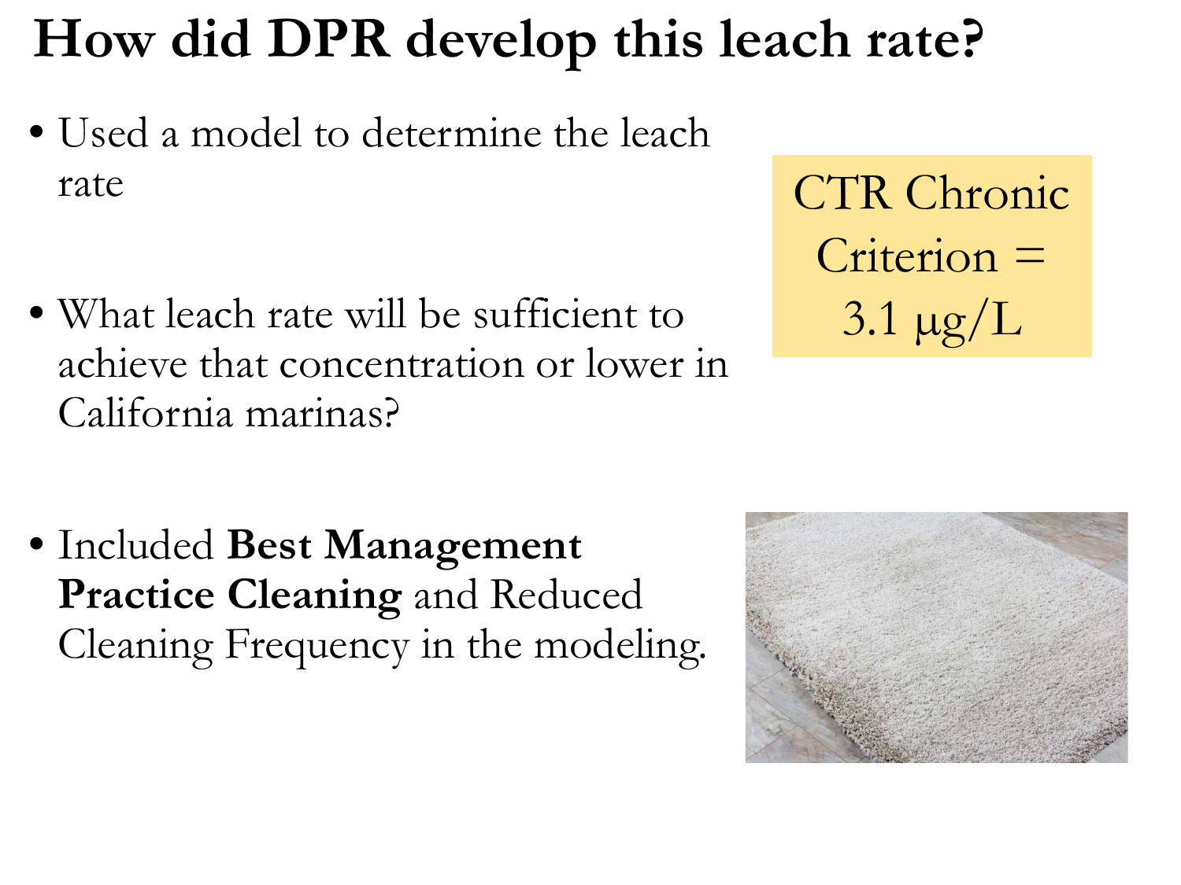# How did DPR develop this leach rate?

- Used a model to determine the leach rate
- What leach rate will be sufficient to achieve that concentration or lower in California marinas?
- Included **Best Management Practice Cleaning** and Reduced Cleaning Frequency in the modeling.

CTR Chronic Criterion = 3.1 µg/L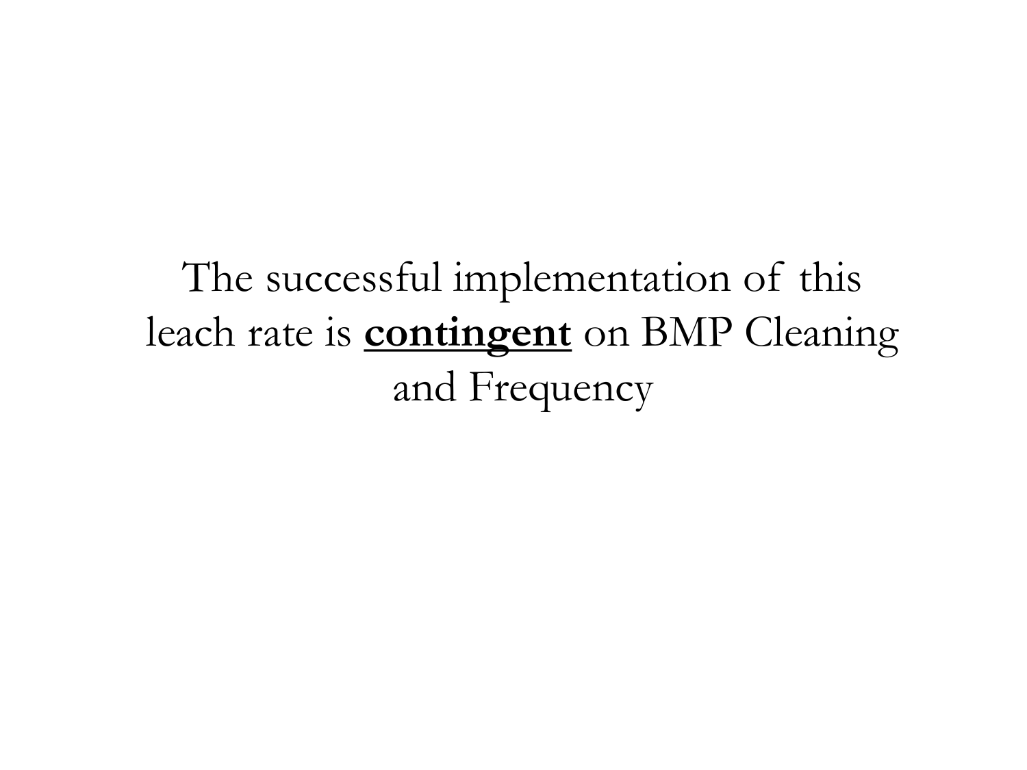The successful implementation of this leach rate is **<u>contingent</u>** on BMP Cleaning and Frequency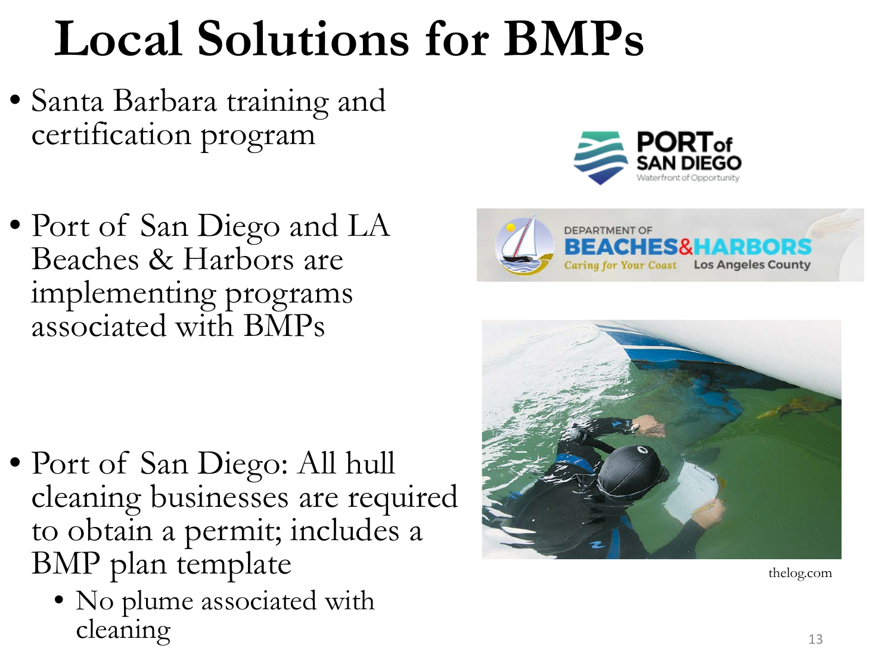# Local Solutions for BMPs

- Santa Barbara training and certification program
- Port of San Diego and LA Beaches & Harbors are implementing programs associated with BMPs
- Port of San Diego: All hull cleaning businesses are required to obtain a permit; includes a BMP plan template
  - No plume associated with cleaning

thelog.com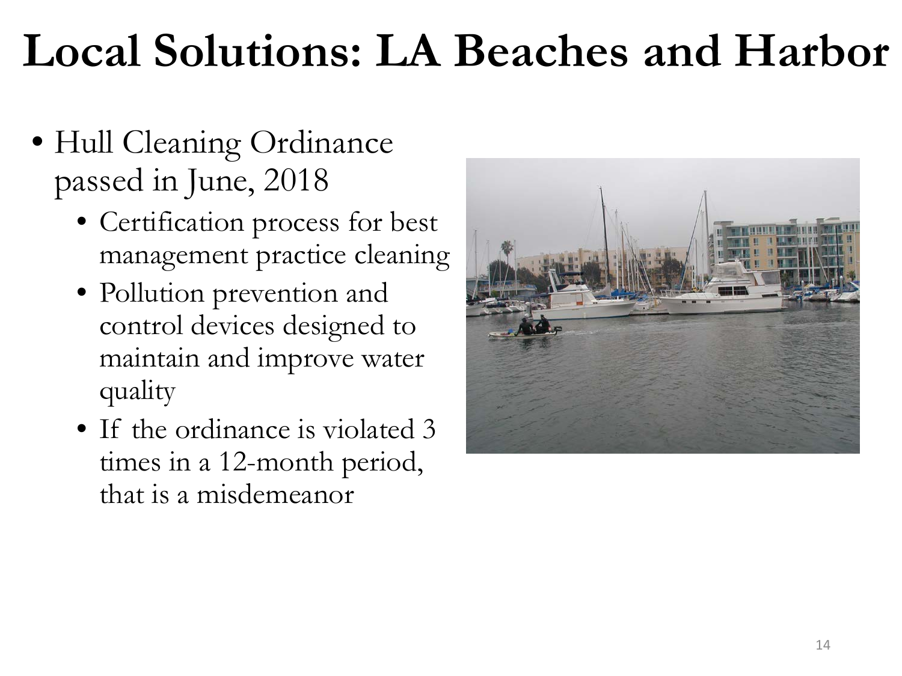# Local Solutions: LA Beaches and Harbor

- Hull Cleaning Ordinance passed in June, 2018
  - Certification process for best management practice cleaning
  - Pollution prevention and control devices designed to maintain and improve water quality
  - If the ordinance is violated 3 times in a 12-month period, that is a misdemeanor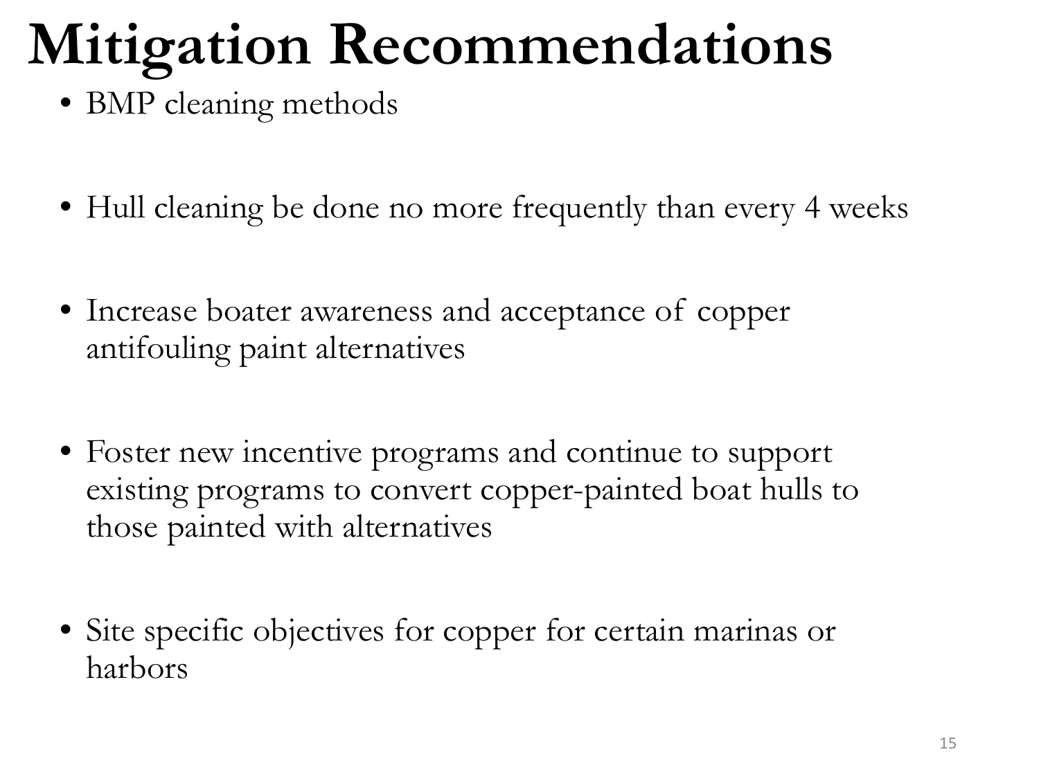# Mitigation Recommendations

- BMP cleaning methods
- Hull cleaning be done no more frequently than every 4 weeks
- Increase boater awareness and acceptance of copper antifouling paint alternatives
- Foster new incentive programs and continue to support existing programs to convert copper-painted boat hulls to those painted with alternatives
- Site specific objectives for copper for certain marinas or harbors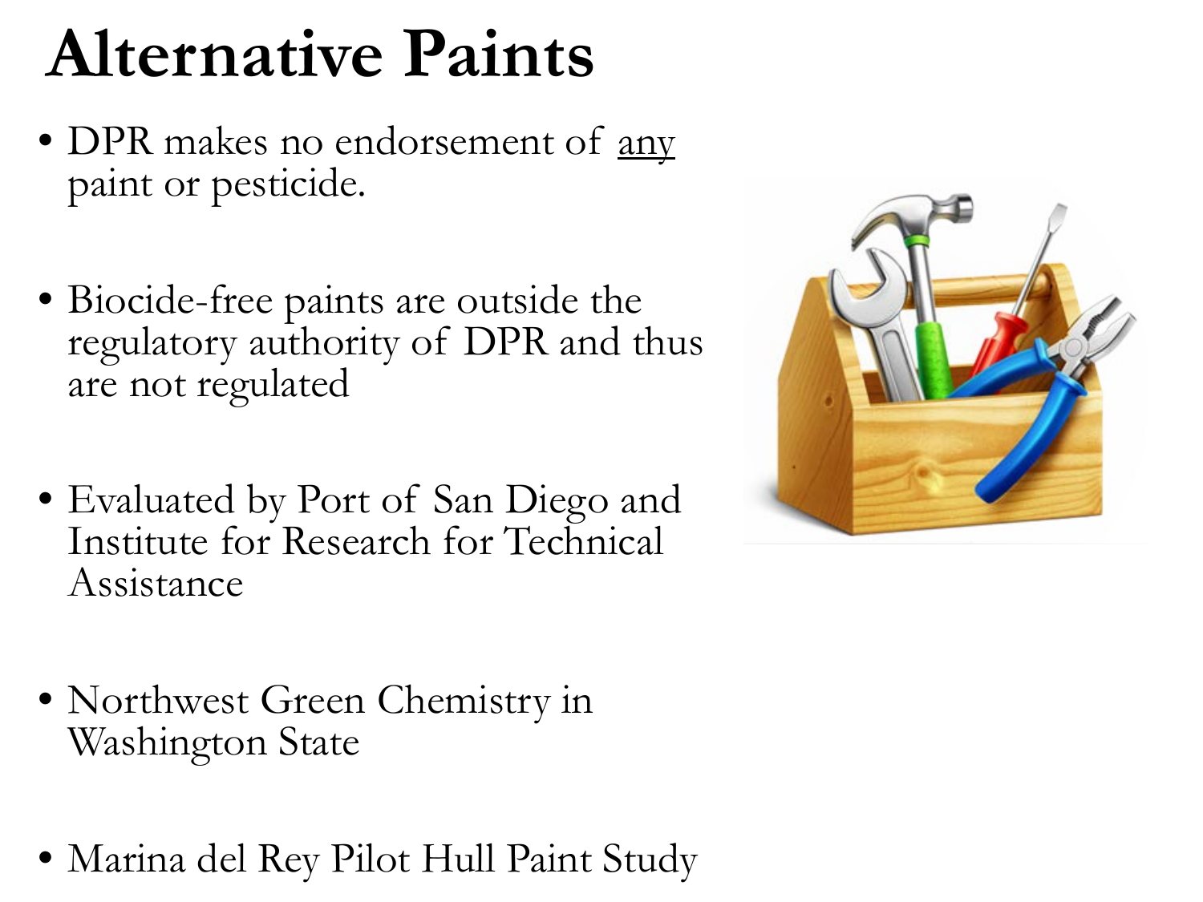# Alternative Paints

- DPR makes no endorsement of <u>any</u> paint or pesticide.
- Biocide-free paints are outside the regulatory authority of DPR and thus are not regulated
- Evaluated by Port of San Diego and Institute for Research for Technical Assistance
- Northwest Green Chemistry in Washington State
- Marina del Rey Pilot Hull Paint Study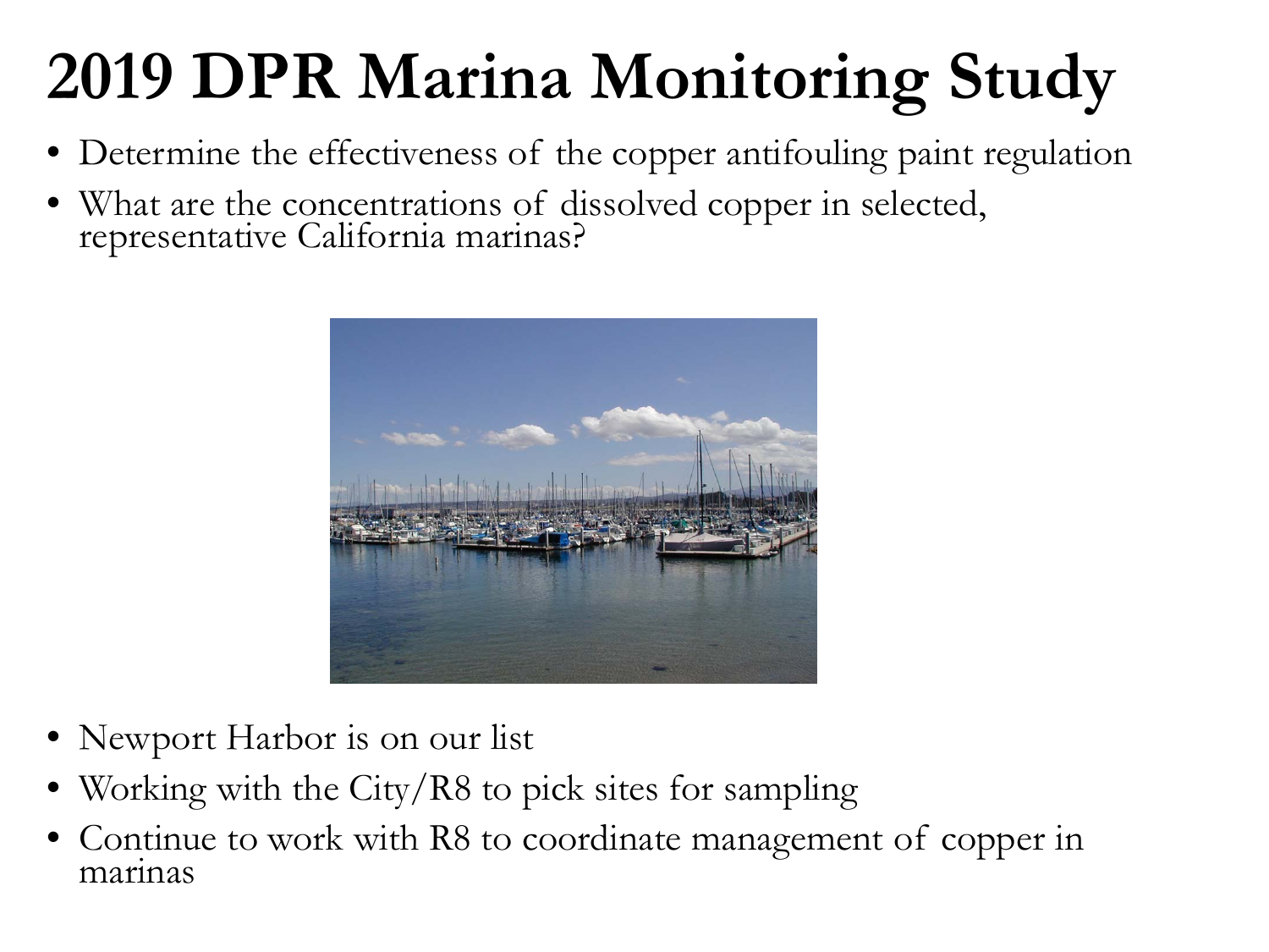# 2019 DPR Marina Monitoring Study

- Determine the effectiveness of the copper antifouling paint regulation
- What are the concentrations of dissolved copper in selected, representative California marinas?

- Newport Harbor is on our list
- Working with the City/R8 to pick sites for sampling
- Continue to work with R8 to coordinate management of copper in marinas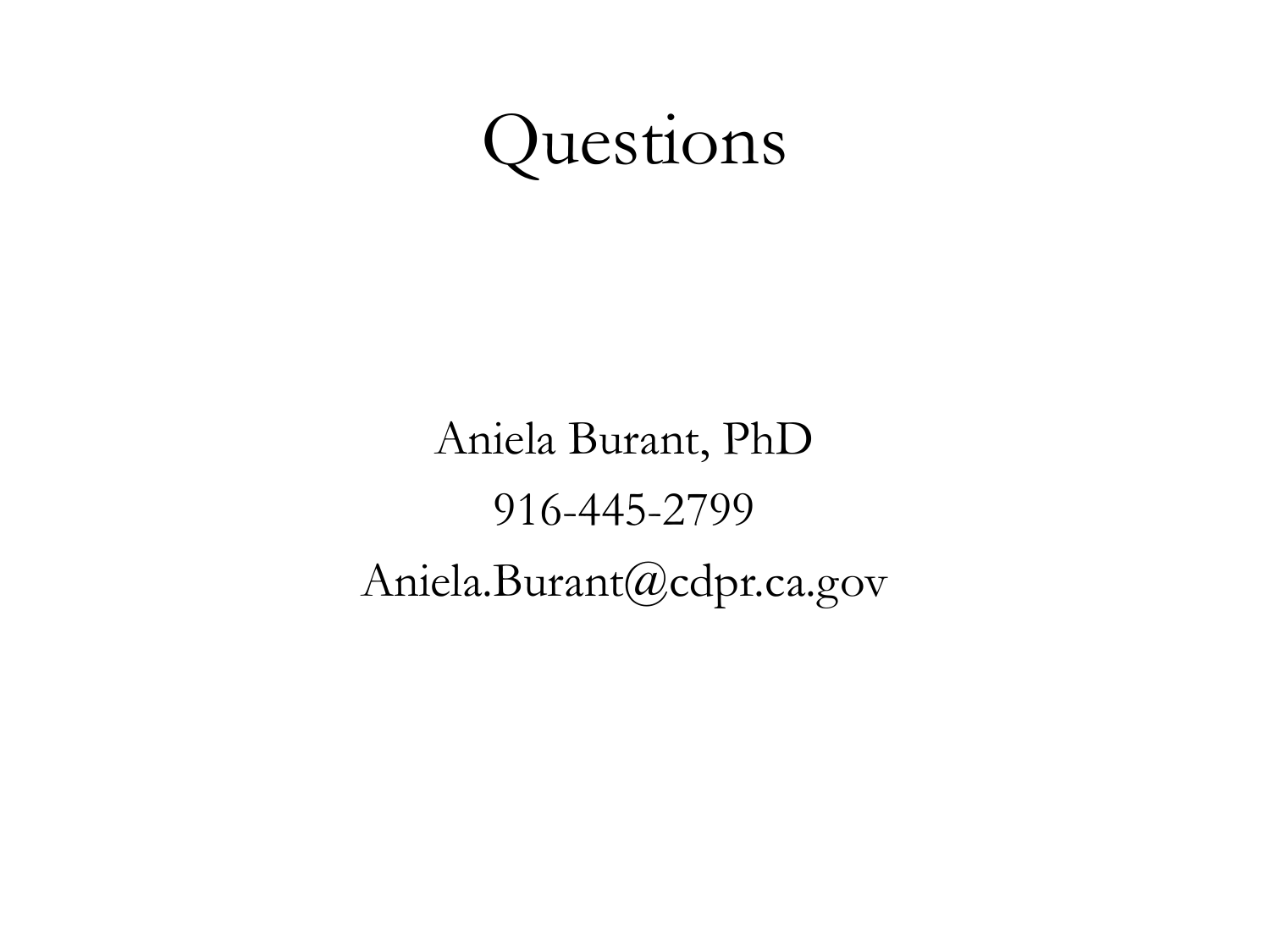# Questions

Aniela Burant, PhD

916-445-2799

Aniela.Burant@cdpr.ca.gov